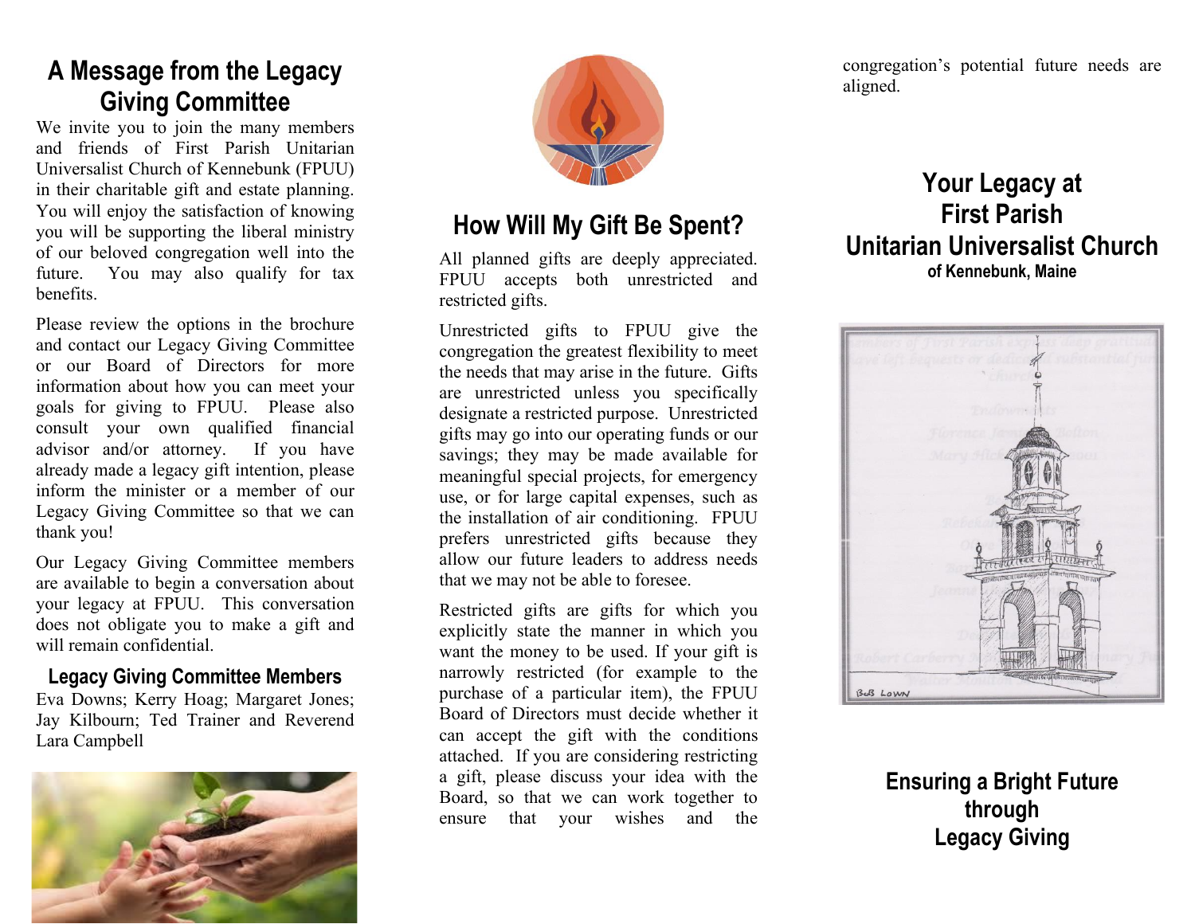# A Message from the Legacy Giving Committee

We invite you to join the many members and friends of First Parish Unitarian Universalist Church of Kennebunk (FPUU) in their charitable gift and estate planning. You will enjoy the satisfaction of knowing you will be supporting the liberal ministry of our beloved congregation well into the future. You may also qualify for tax benefits.

Please review the options in the brochure and contact our Legacy Giving Committee or our Board of Directors for more information about how you can meet your goals for giving to FPUU. Please also consult your own qualified financial advisor and/or attorney. If you have already made a legacy gift intention, please inform the minister or a member of our Legacy Giving Committee so that we can thank you!

Our Legacy Giving Committee members are available to begin a conversation about your legacy at FPUU. This conversation does not obligate you to make a gift and will remain confidential.

## Legacy Giving Committee Members

Eva Downs; Kerry Hoag; Margaret Jones; Jay Kilbourn; Ted Trainer and Reverend Lara Campbell

# How Will My Gift Be Spent?

All planned gifts are deeply appreciated. FPUU accepts both unrestricted and restricted gifts.

Unrestricted gifts to FPUU give the congregation the greatest flexibility to meet the needs that may arise in the future. Gifts are unrestricted unless you specifically designate a restricted purpose. Unrestricted gifts may go into our operating funds or our savings; they may be made available for meaningful special projects, for emergency use, or for large capital expenses, such as the installation of air conditioning. FPUU prefers unrestricted gifts because they allow our future leaders to address needs that we may not be able to foresee.

Restricted gifts are gifts for which you explicitly state the manner in which you want the money to be used. If your gift is narrowly restricted (for example to the purchase of a particular item), the FPUU Board of Directors must decide whether it can accept the gift with the conditions attached. If you are considering restricting a gift, please discuss your idea with the Board, so that we can work together to ensure that your wishes and the congregation's potential future needs are aligned.

# Your Legacy at First Parish Unitarian Universalist Church

### of Kennebunk, Maine

BOB LOWN

## Ensuring a Bright Future through Legacy Giving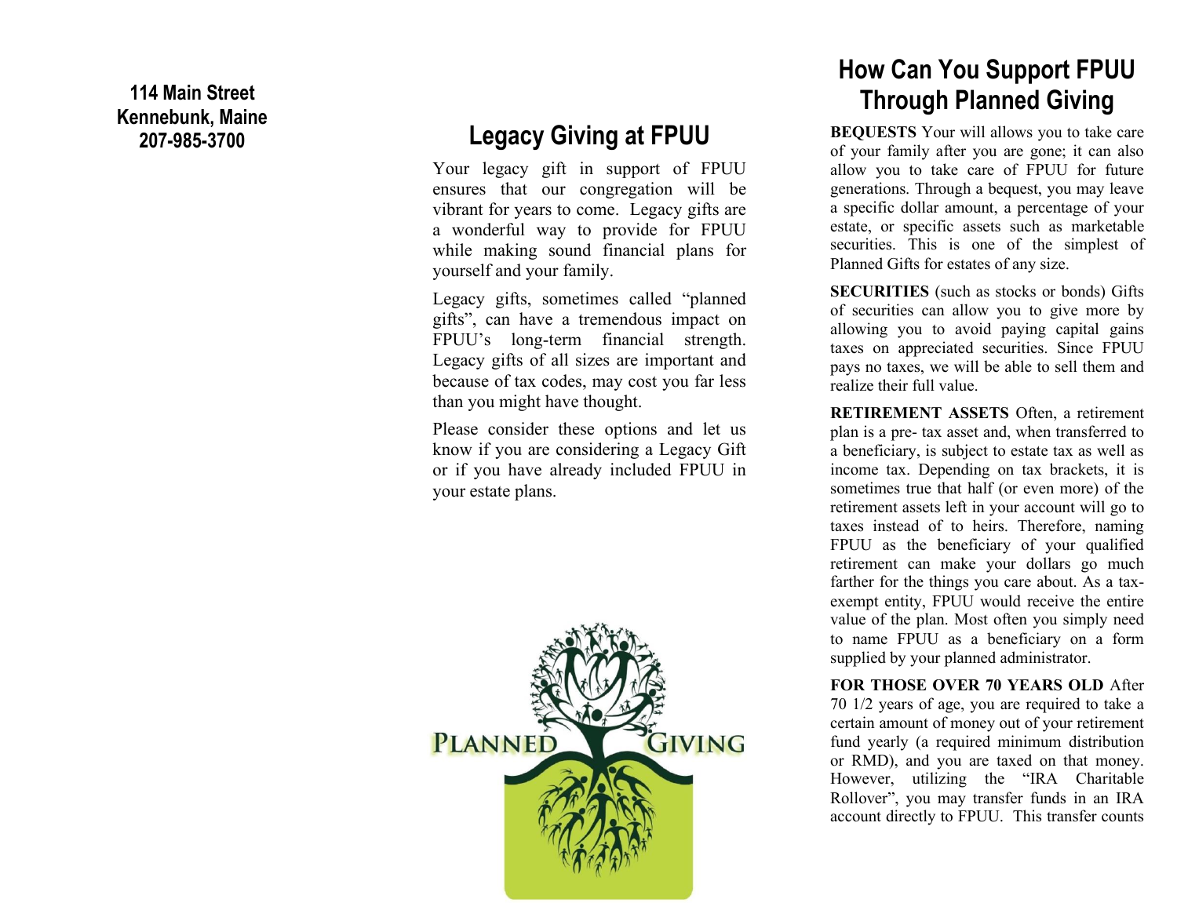**114 Main Street**
**Kennebunk, Maine**
**207-985-3700**

## Legacy Giving at FPUU

Your legacy gift in support of FPUU ensures that our congregation will be vibrant for years to come. Legacy gifts are a wonderful way to provide for FPUU while making sound financial plans for yourself and your family.

Legacy gifts, sometimes called "planned gifts", can have a tremendous impact on FPUU's long-term financial strength. Legacy gifts of all sizes are important and because of tax codes, may cost you far less than you might have thought.

Please consider these options and let us know if you are considering a Legacy Gift or if you have already included FPUU in your estate plans.

PLANNED GIVING

## How Can You Support FPUU Through Planned Giving

**BEQUESTS** Your will allows you to take care of your family after you are gone; it can also allow you to take care of FPUU for future generations. Through a bequest, you may leave a specific dollar amount, a percentage of your estate, or specific assets such as marketable securities. This is one of the simplest of Planned Gifts for estates of any size.

**SECURITIES** (such as stocks or bonds) Gifts of securities can allow you to give more by allowing you to avoid paying capital gains taxes on appreciated securities. Since FPUU pays no taxes, we will be able to sell them and realize their full value.

**RETIREMENT ASSETS** Often, a retirement plan is a pre- tax asset and, when transferred to a beneficiary, is subject to estate tax as well as income tax. Depending on tax brackets, it is sometimes true that half (or even more) of the retirement assets left in your account will go to taxes instead of to heirs. Therefore, naming FPUU as the beneficiary of your qualified retirement can make your dollars go much farther for the things you care about. As a tax-exempt entity, FPUU would receive the entire value of the plan. Most often you simply need to name FPUU as a beneficiary on a form supplied by your planned administrator.

**FOR THOSE OVER 70 YEARS OLD** After 70 1/2 years of age, you are required to take a certain amount of money out of your retirement fund yearly (a required minimum distribution or RMD), and you are taxed on that money. However, utilizing the "IRA Charitable Rollover", you may transfer funds in an IRA account directly to FPUU. This transfer counts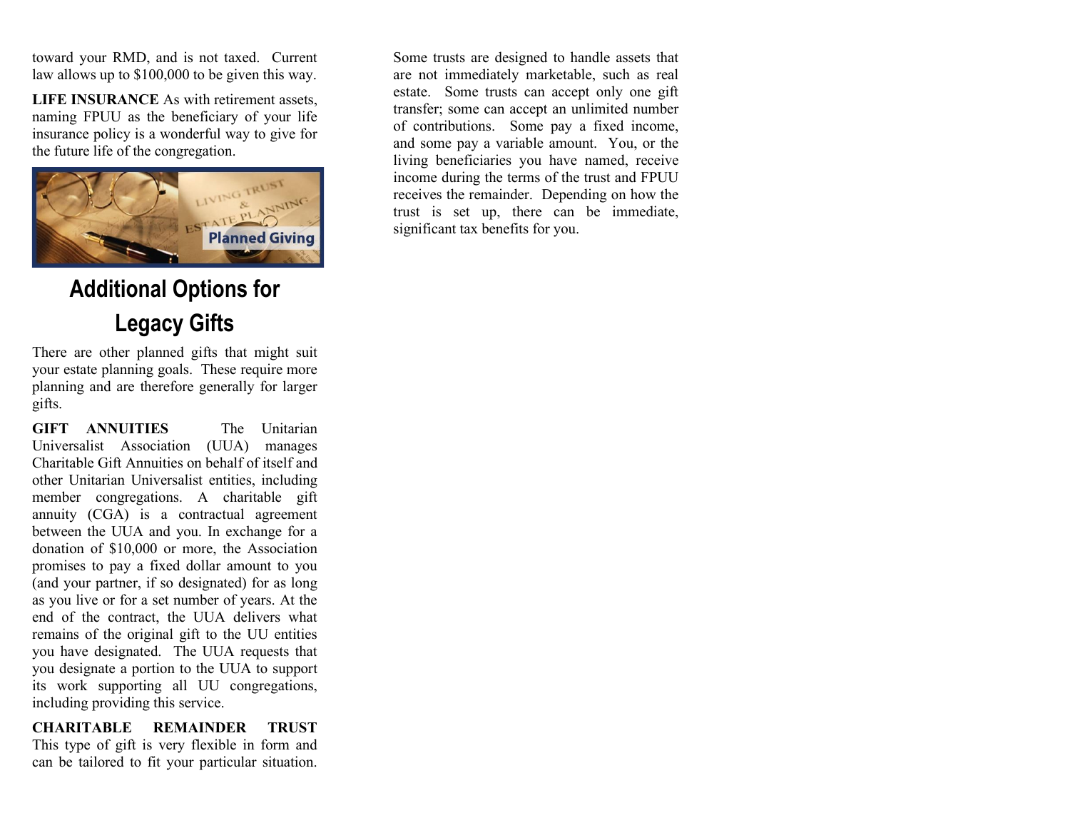toward your RMD, and is not taxed. Current law allows up to $100,000 to be given this way.

**LIFE INSURANCE** As with retirement assets, naming FPUU as the beneficiary of your life insurance policy is a wonderful way to give for the future life of the congregation.

## Additional Options for Legacy Gifts

There are other planned gifts that might suit your estate planning goals. These require more planning and are therefore generally for larger gifts.

**GIFT ANNUITIES** The Unitarian Universalist Association (UUA) manages Charitable Gift Annuities on behalf of itself and other Unitarian Universalist entities, including member congregations. A charitable gift annuity (CGA) is a contractual agreement between the UUA and you. In exchange for a donation of $10,000 or more, the Association promises to pay a fixed dollar amount to you (and your partner, if so designated) for as long as you live or for a set number of years. At the end of the contract, the UUA delivers what remains of the original gift to the UU entities you have designated. The UUA requests that you designate a portion to the UUA to support its work supporting all UU congregations, including providing this service.

**CHARITABLE REMAINDER TRUST** This type of gift is very flexible in form and can be tailored to fit your particular situation. Some trusts are designed to handle assets that are not immediately marketable, such as real estate. Some trusts can accept only one gift transfer; some can accept an unlimited number of contributions. Some pay a fixed income, and some pay a variable amount. You, or the living beneficiaries you have named, receive income during the terms of the trust and FPUU receives the remainder. Depending on how the trust is set up, there can be immediate, significant tax benefits for you.